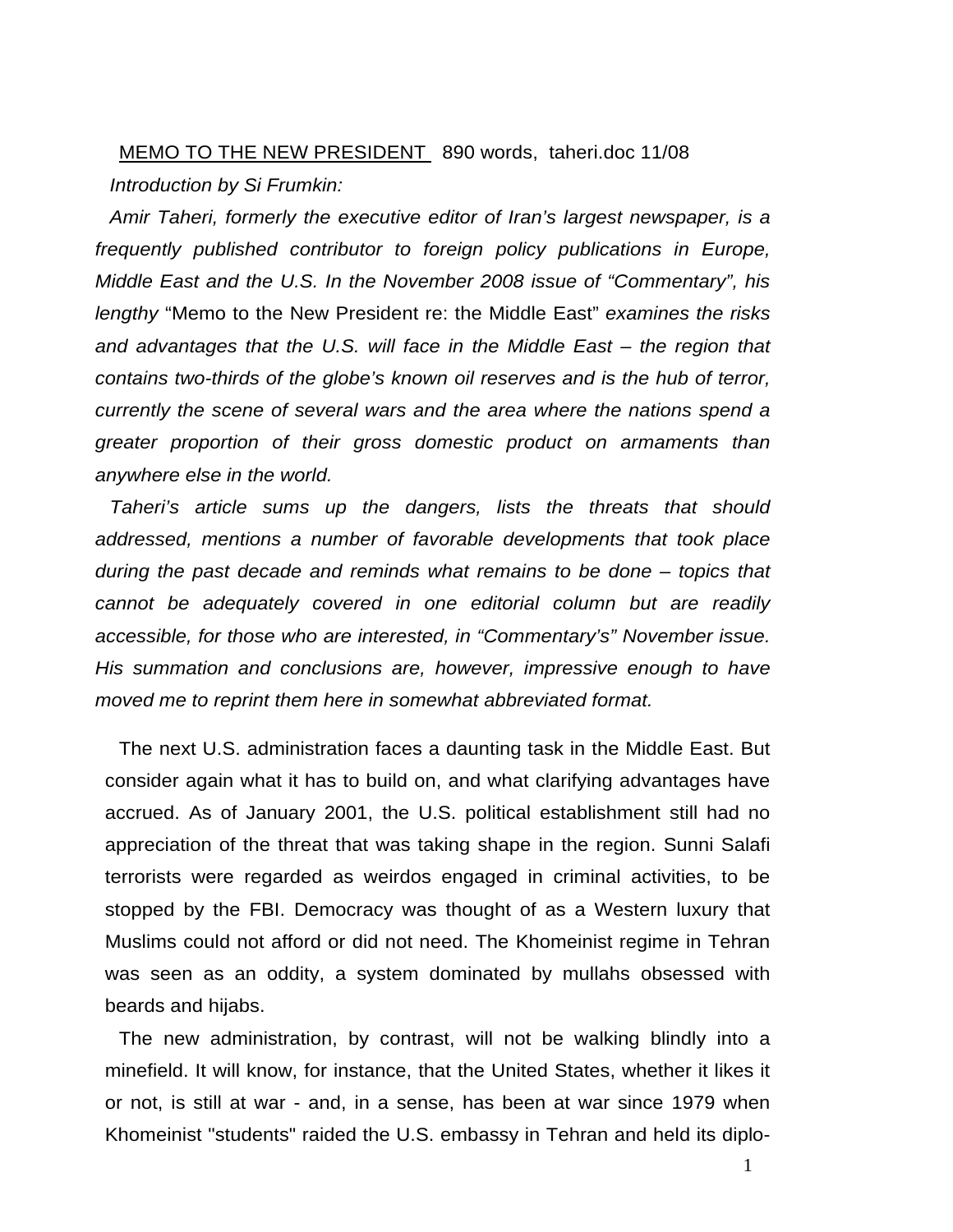MEMO TO THE NEW PRESIDENT 890 words, taheri.doc 11/08

*Introduction by Si Frumkin:*

*Amir Taheri, formerly the executive editor of Iran's largest newspaper, is a frequently published contributor to foreign policy publications in Europe, Middle East and the U.S. In the November 2008 issue of "Commentary", his lengthy* "Memo to the New President re: the Middle East" *examines the risks and advantages that the U.S. will face in the Middle East – the region that contains two-thirds of the globe's known oil reserves and is the hub of terror, currently the scene of several wars and the area where the nations spend a greater proportion of their gross domestic product on armaments than anywhere else in the world.*

*Taheri's article sums up the dangers, lists the threats that should addressed, mentions a number of favorable developments that took place during the past decade and reminds what remains to be done – topics that cannot be adequately covered in one editorial column but are readily accessible, for those who are interested, in "Commentary's" November issue. His summation and conclusions are, however, impressive enough to have moved me to reprint them here in somewhat abbreviated format.*

The next U.S. administration faces a daunting task in the Middle East. But consider again what it has to build on, and what clarifying advantages have accrued. As of January 2001, the U.S. political establishment still had no appreciation of the threat that was taking shape in the region. Sunni Salafi terrorists were regarded as weirdos engaged in criminal activities, to be stopped by the FBI. Democracy was thought of as a Western luxury that Muslims could not afford or did not need. The Khomeinist regime in Tehran was seen as an oddity, a system dominated by mullahs obsessed with beards and hijabs.

The new administration, by contrast, will not be walking blindly into a minefield. It will know, for instance, that the United States, whether it likes it or not, is still at war - and, in a sense, has been at war since 1979 when Khomeinist "students" raided the U.S. embassy in Tehran and held its diplo-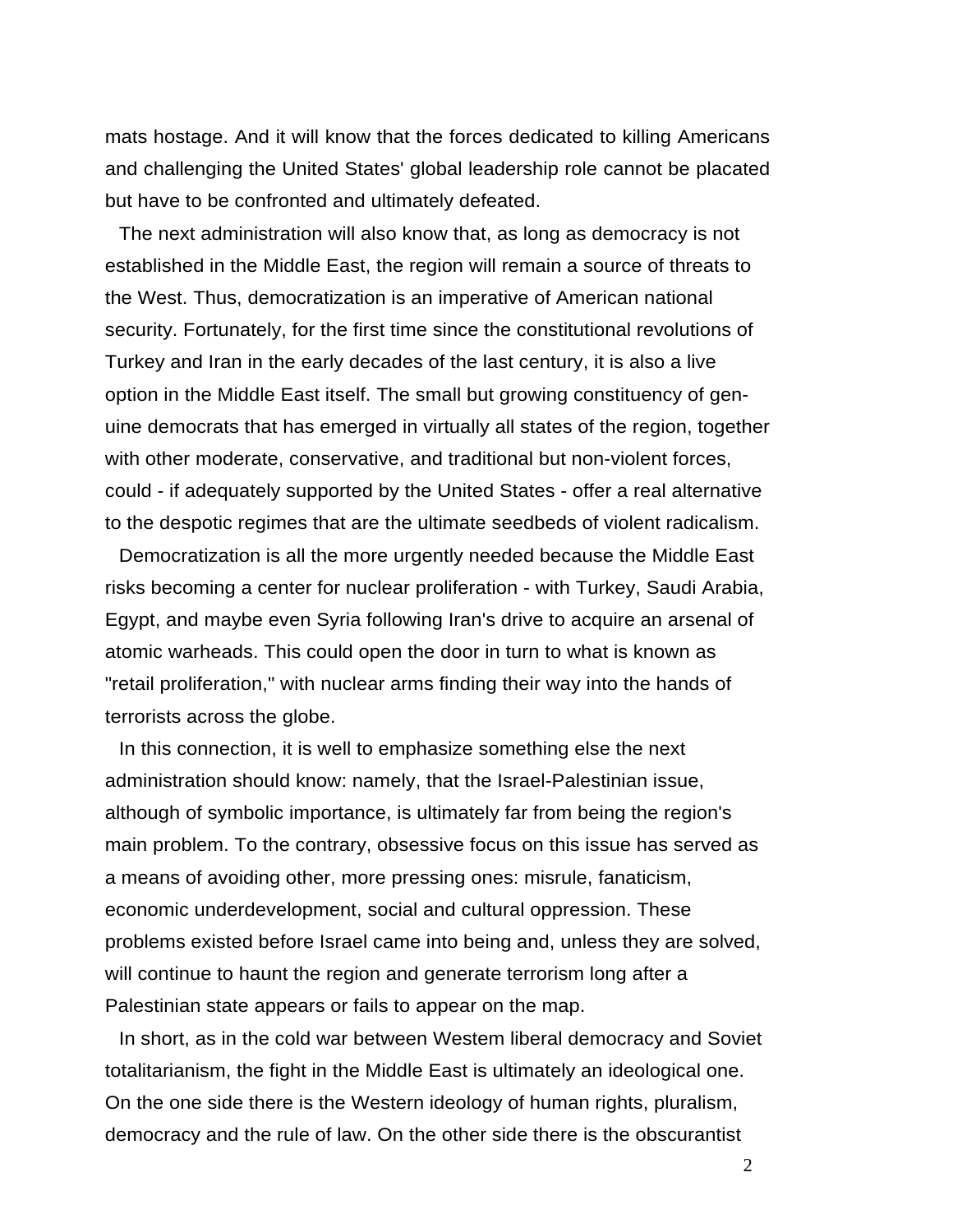mats hostage. And it will know that the forces dedicated to killing Americans and challenging the United States' global leadership role cannot be placated but have to be confronted and ultimately defeated.

The next administration will also know that, as long as democracy is not established in the Middle East, the region will remain a source of threats to the West. Thus, democratization is an imperative of American national security. Fortunately, for the first time since the constitutional revolutions of Turkey and Iran in the early decades of the last century, it is also a live option in the Middle East itself. The small but growing constituency of genuine democrats that has emerged in virtually all states of the region, together with other moderate, conservative, and traditional but non-violent forces, could - if adequately supported by the United States - offer a real alternative to the despotic regimes that are the ultimate seedbeds of violent radicalism.

Democratization is all the more urgently needed because the Middle East risks becoming a center for nuclear proliferation - with Turkey, Saudi Arabia, Egypt, and maybe even Syria following Iran's drive to acquire an arsenal of atomic warheads. This could open the door in turn to what is known as "retail proliferation," with nuclear arms finding their way into the hands of terrorists across the globe.

In this connection, it is well to emphasize something else the next administration should know: namely, that the Israel-Palestinian issue, although of symbolic importance, is ultimately far from being the region's main problem. To the contrary, obsessive focus on this issue has served as a means of avoiding other, more pressing ones: misrule, fanaticism, economic underdevelopment, social and cultural oppression. These problems existed before Israel came into being and, unless they are solved, will continue to haunt the region and generate terrorism long after a Palestinian state appears or fails to appear on the map.

In short, as in the cold war between Westem liberal democracy and Soviet totalitarianism, the fight in the Middle East is ultimately an ideological one. On the one side there is the Western ideology of human rights, pluralism, democracy and the rule of law. On the other side there is the obscurantist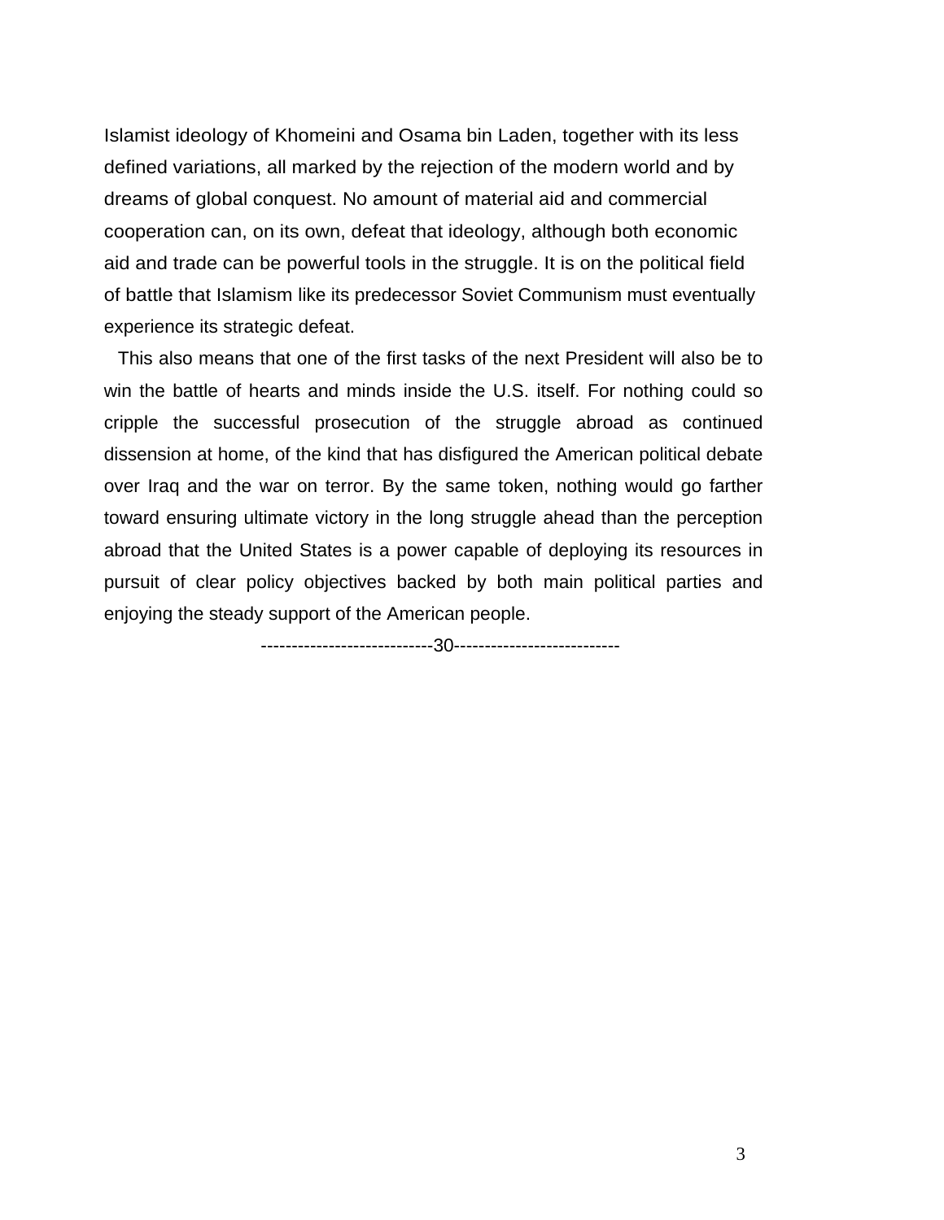Islamist ideology of Khomeini and Osama bin Laden, together with its less defined variations, all marked by the rejection of the modern world and by dreams of global conquest. No amount of material aid and commercial cooperation can, on its own, defeat that ideology, although both economic aid and trade can be powerful tools in the struggle. It is on the political field of battle that Islamism like its predecessor Soviet Communism must eventually experience its strategic defeat.

This also means that one of the first tasks of the next President will also be to win the battle of hearts and minds inside the U.S. itself. For nothing could so cripple the successful prosecution of the struggle abroad as continued dissension at home, of the kind that has disfigured the American political debate over Iraq and the war on terror. By the same token, nothing would go farther toward ensuring ultimate victory in the long struggle ahead than the perception abroad that the United States is a power capable of deploying its resources in pursuit of clear policy objectives backed by both main political parties and enjoying the steady support of the American people.

----------------------------30---------------------------